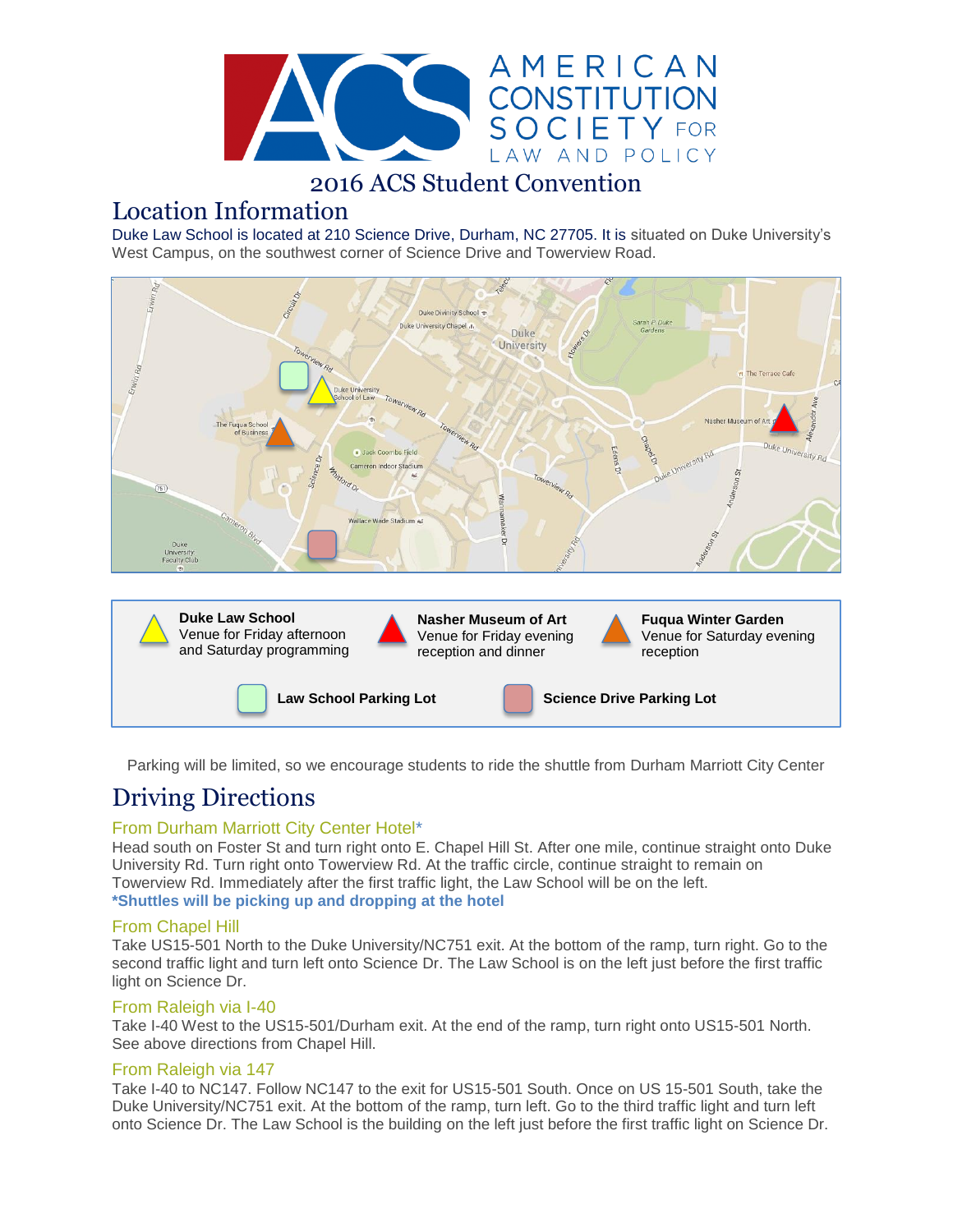# 2016 ACS Student Convention

## Location Information

Duke Law School is located at 210 Science Drive, Durham, NC 27705. It is situated on Duke University's West Campus, on the southwest corner of Science Drive and Towerview Road.

**Duke Law School**
Venue for Friday afternoon and Saturday programming

**Nasher Museum of Art**
Venue for Friday evening reception and dinner

**Fuqua Winter Garden**
Venue for Saturday evening reception

**Law School Parking Lot**

**Science Drive Parking Lot**

Parking will be limited, so we encourage students to ride the shuttle from Durham Marriott City Center

## Driving Directions

### From Durham Marriott City Center Hotel*

Head south on Foster St and turn right onto E. Chapel Hill St. After one mile, continue straight onto Duke University Rd. Turn right onto Towerview Rd. At the traffic circle, continue straight to remain on Towerview Rd. Immediately after the first traffic light, the Law School will be on the left.
***Shuttles will be picking up and dropping at the hotel**

### From Chapel Hill

Take US15-501 North to the Duke University/NC751 exit. At the bottom of the ramp, turn right. Go to the second traffic light and turn left onto Science Dr. The Law School is on the left just before the first traffic light on Science Dr.

### From Raleigh via I-40

Take I-40 West to the US15-501/Durham exit. At the end of the ramp, turn right onto US15-501 North. See above directions from Chapel Hill.

### From Raleigh via 147

Take I-40 to NC147. Follow NC147 to the exit for US15-501 South. Once on US 15-501 South, take the Duke University/NC751 exit. At the bottom of the ramp, turn left. Go to the third traffic light and turn left onto Science Dr. The Law School is the building on the left just before the first traffic light on Science Dr.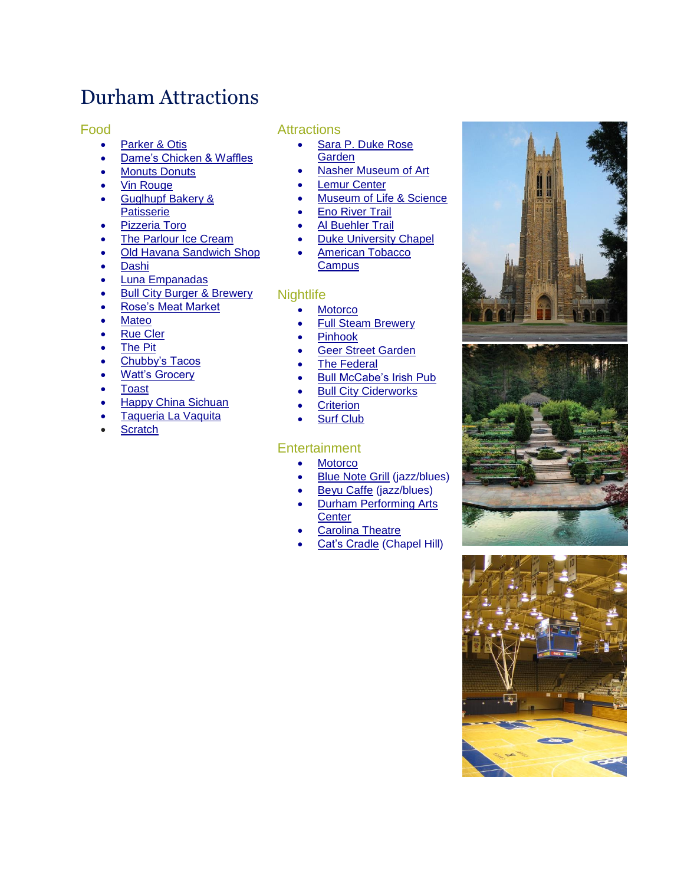# Durham Attractions

## Food

- Parker & Otis
- Dame's Chicken & Waffles
- Monuts Donuts
- Vin Rouge
- Guglhupf Bakery & Patisserie
- Pizzeria Toro
- The Parlour Ice Cream
- Old Havana Sandwich Shop
- Dashi
- Luna Empanadas
- Bull City Burger & Brewery
- Rose's Meat Market
- Mateo
- Rue Cler
- The Pit
- Chubby's Tacos
- Watt's Grocery
- Toast
- Happy China Sichuan
- Taqueria La Vaquita
- Scratch

## Attractions

- Sara P. Duke Rose Garden
- Nasher Museum of Art
- Lemur Center
- Museum of Life & Science
- Eno River Trail
- Al Buehler Trail
- Duke University Chapel
- American Tobacco Campus

## Nightlife

- Motorco
- Full Steam Brewery
- Pinhook
- Geer Street Garden
- The Federal
- Bull McCabe's Irish Pub
- Bull City Ciderworks
- Criterion
- Surf Club

## Entertainment

- Motorco
- Blue Note Grill (jazz/blues)
- Beyu Caffe (jazz/blues)
- Durham Performing Arts Center
- Carolina Theatre
- Cat's Cradle (Chapel Hill)